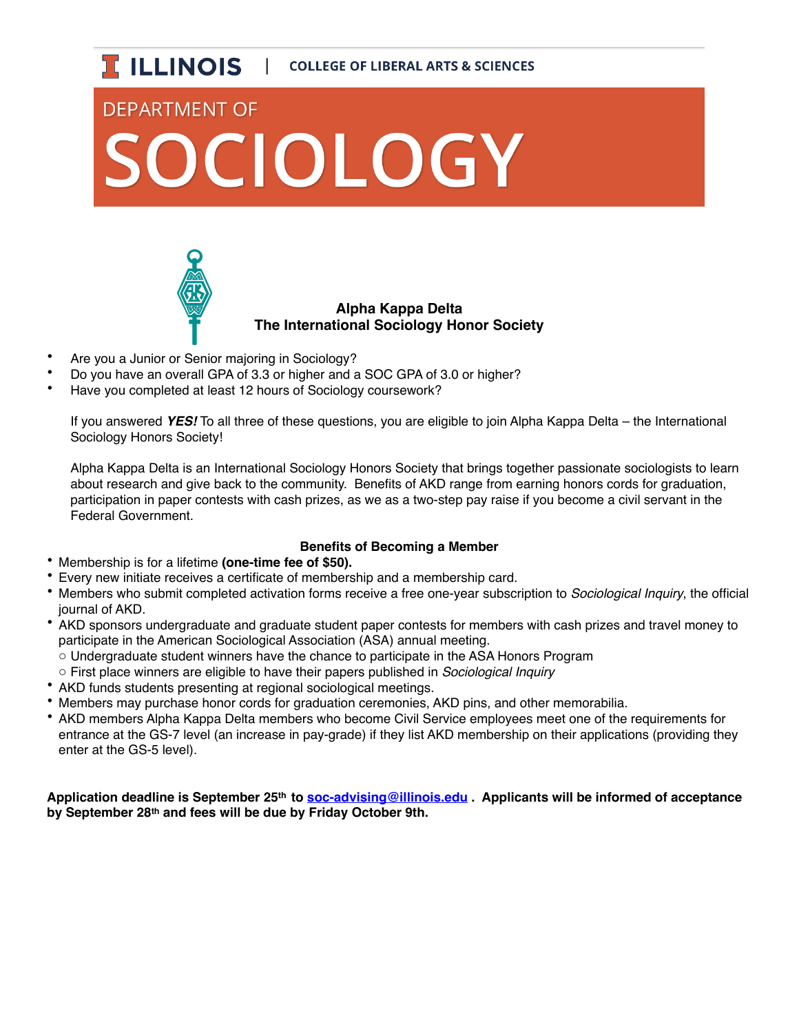ILLINOIS | COLLEGE OF LIBERAL ARTS & SCIENCES

# DEPARTMENT OF SOCIOLOGY

## Alpha Kappa Delta
## The International Sociology Honor Society

- Are you a Junior or Senior majoring in Sociology?
- Do you have an overall GPA of 3.3 or higher and a SOC GPA of 3.0 or higher?
- Have you completed at least 12 hours of Sociology coursework?

If you answered ***YES!*** To all three of these questions, you are eligible to join Alpha Kappa Delta – the International Sociology Honors Society!

Alpha Kappa Delta is an International Sociology Honors Society that brings together passionate sociologists to learn about research and give back to the community. Benefits of AKD range from earning honors cords for graduation, participation in paper contests with cash prizes, as we as a two-step pay raise if you become a civil servant in the Federal Government.

### Benefits of Becoming a Member

- Membership is for a lifetime **(one-time fee of $50).**
- Every new initiate receives a certificate of membership and a membership card.
- Members who submit completed activation forms receive a free one-year subscription to *Sociological Inquiry*, the official journal of AKD.
- AKD sponsors undergraduate and graduate student paper contests for members with cash prizes and travel money to participate in the American Sociological Association (ASA) annual meeting.
  - Undergraduate student winners have the chance to participate in the ASA Honors Program
  - First place winners are eligible to have their papers published in *Sociological Inquiry*
- AKD funds students presenting at regional sociological meetings.
- Members may purchase honor cords for graduation ceremonies, AKD pins, and other memorabilia.
- AKD members Alpha Kappa Delta members who become Civil Service employees meet one of the requirements for entrance at the GS-7 level (an increase in pay-grade) if they list AKD membership on their applications (providing they enter at the GS-5 level).

**Application deadline is September 25th to soc-advising@illinois.edu . Applicants will be informed of acceptance by September 28th and fees will be due by Friday October 9th.**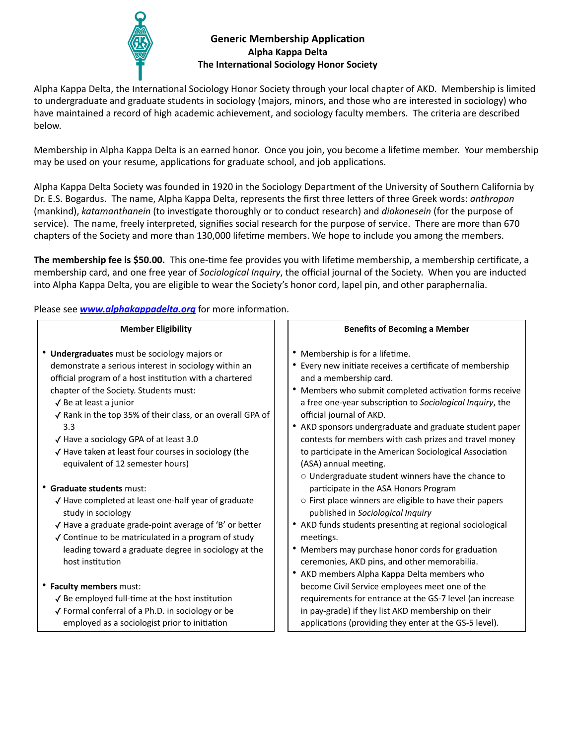# Generic Membership Application

## Alpha Kappa Delta

## The International Sociology Honor Society

Alpha Kappa Delta, the International Sociology Honor Society through your local chapter of AKD. Membership is limited to undergraduate and graduate students in sociology (majors, minors, and those who are interested in sociology) who have maintained a record of high academic achievement, and sociology faculty members. The criteria are described below.

Membership in Alpha Kappa Delta is an earned honor. Once you join, you become a lifetime member. Your membership may be used on your resume, applications for graduate school, and job applications.

Alpha Kappa Delta Society was founded in 1920 in the Sociology Department of the University of Southern California by Dr. E.S. Bogardus. The name, Alpha Kappa Delta, represents the first three letters of three Greek words: *anthropon* (mankind), *katamanthanein* (to investigate thoroughly or to conduct research) and *diakonesein* (for the purpose of service). The name, freely interpreted, signifies social research for the purpose of service. There are more than 670 chapters of the Society and more than 130,000 lifetime members. We hope to include you among the members.

**The membership fee is $50.00.** This one-time fee provides you with lifetime membership, a membership certificate, a membership card, and one free year of *Sociological Inquiry*, the official journal of the Society. When you are inducted into Alpha Kappa Delta, you are eligible to wear the Society's honor cord, lapel pin, and other paraphernalia.

Please see ***www.alphakappadelta.org*** for more information.

### Member Eligibility

- **Undergraduates** must be sociology majors or demonstrate a serious interest in sociology within an official program of a host institution with a chartered chapter of the Society. Students must:
  - ✓ Be at least a junior
  - ✓ Rank in the top 35% of their class, or an overall GPA of 3.3
  - ✓ Have a sociology GPA of at least 3.0
  - ✓ Have taken at least four courses in sociology (the equivalent of 12 semester hours)
- **Graduate students** must:
  - ✓ Have completed at least one-half year of graduate study in sociology
  - ✓ Have a graduate grade-point average of 'B' or better
  - ✓ Continue to be matriculated in a program of study leading toward a graduate degree in sociology at the host institution
- **Faculty members** must:
  - ✓ Be employed full-time at the host institution
  - ✓ Formal conferral of a Ph.D. in sociology or be employed as a sociologist prior to initiation

### Benefits of Becoming a Member

- Membership is for a lifetime.
- Every new initiate receives a certificate of membership and a membership card.
- Members who submit completed activation forms receive a free one-year subscription to *Sociological Inquiry*, the official journal of AKD.
- AKD sponsors undergraduate and graduate student paper contests for members with cash prizes and travel money to participate in the American Sociological Association (ASA) annual meeting.
  - Undergraduate student winners have the chance to participate in the ASA Honors Program
  - First place winners are eligible to have their papers published in *Sociological Inquiry*
- AKD funds students presenting at regional sociological meetings.
- Members may purchase honor cords for graduation ceremonies, AKD pins, and other memorabilia.
- AKD members Alpha Kappa Delta members who become Civil Service employees meet one of the requirements for entrance at the GS-7 level (an increase in pay-grade) if they list AKD membership on their applications (providing they enter at the GS-5 level).